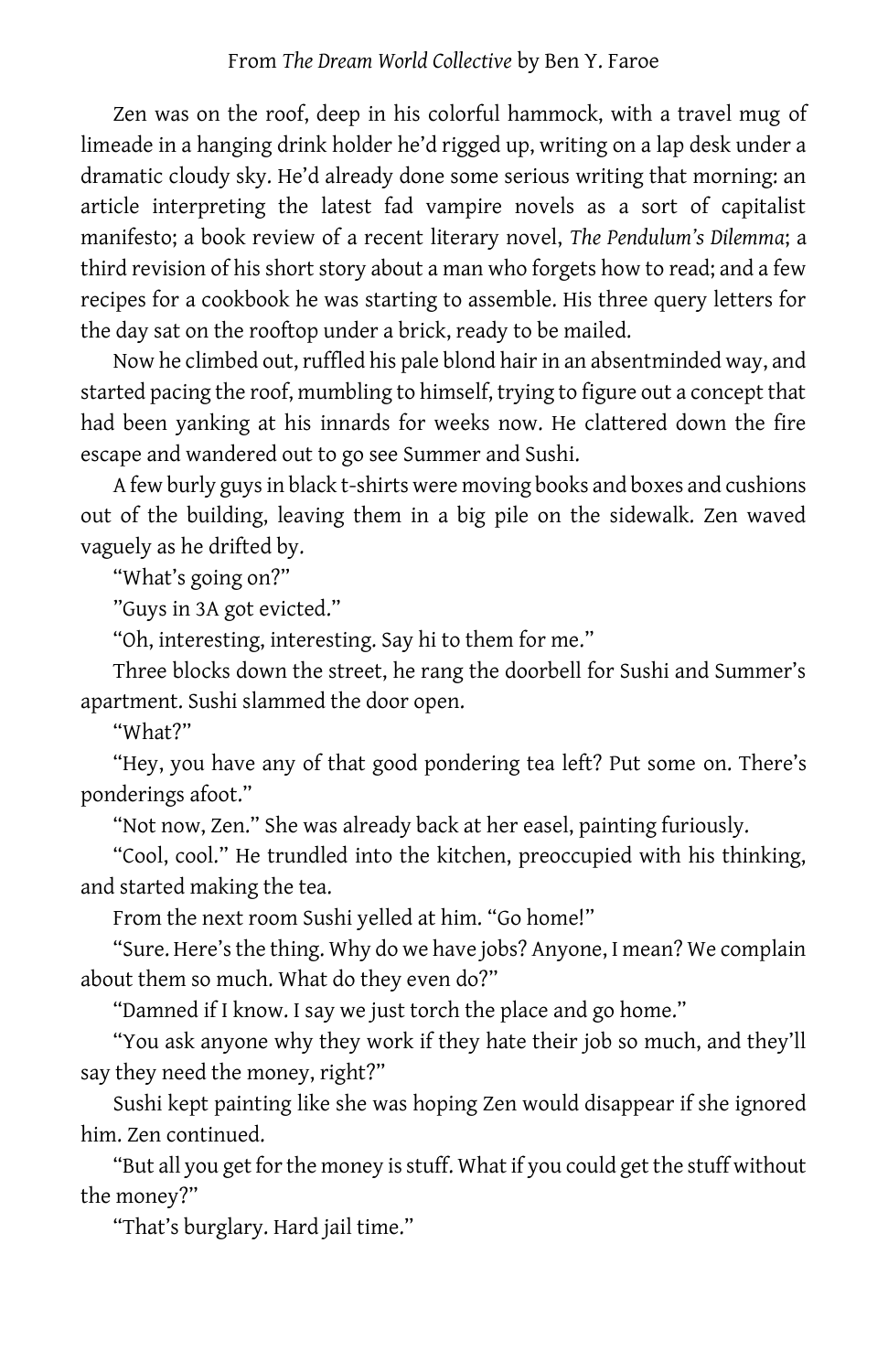From *The Dream World Collective* by Ben Y. Faroe

Zen was on the roof, deep in his colorful hammock, with a travel mug of limeade in a hanging drink holder he'd rigged up, writing on a lap desk under a dramatic cloudy sky. He'd already done some serious writing that morning: an article interpreting the latest fad vampire novels as a sort of capitalist manifesto; a book review of a recent literary novel, *The Pendulum's Dilemma*; a third revision of his short story about a man who forgets how to read; and a few recipes for a cookbook he was starting to assemble. His three query letters for the day sat on the rooftop under a brick, ready to be mailed.

Now he climbed out, ruffled his pale blond hair in an absentminded way, and started pacing the roof, mumbling to himself, trying to figure out a concept that had been yanking at his innards for weeks now. He clattered down the fire escape and wandered out to go see Summer and Sushi.

A few burly guys in black t-shirts were moving books and boxes and cushions out of the building, leaving them in a big pile on the sidewalk. Zen waved vaguely as he drifted by.

"What's going on?"

"Guys in 3A got evicted."

"Oh, interesting, interesting. Say hi to them for me."

Three blocks down the street, he rang the doorbell for Sushi and Summer's apartment. Sushi slammed the door open.

"What?"

"Hey, you have any of that good pondering tea left? Put some on. There's ponderings afoot."

"Not now, Zen." She was already back at her easel, painting furiously.

"Cool, cool." He trundled into the kitchen, preoccupied with his thinking, and started making the tea.

From the next room Sushi yelled at him. "Go home!"

"Sure. Here's the thing. Why do we have jobs? Anyone, I mean? We complain about them so much. What do they even do?"

"Damned if I know. I say we just torch the place and go home."

"You ask anyone why they work if they hate their job so much, and they'll say they need the money, right?"

Sushi kept painting like she was hoping Zen would disappear if she ignored him. Zen continued.

"But all you get for the money is stuff. What if you could get the stuff without the money?"

"That's burglary. Hard jail time."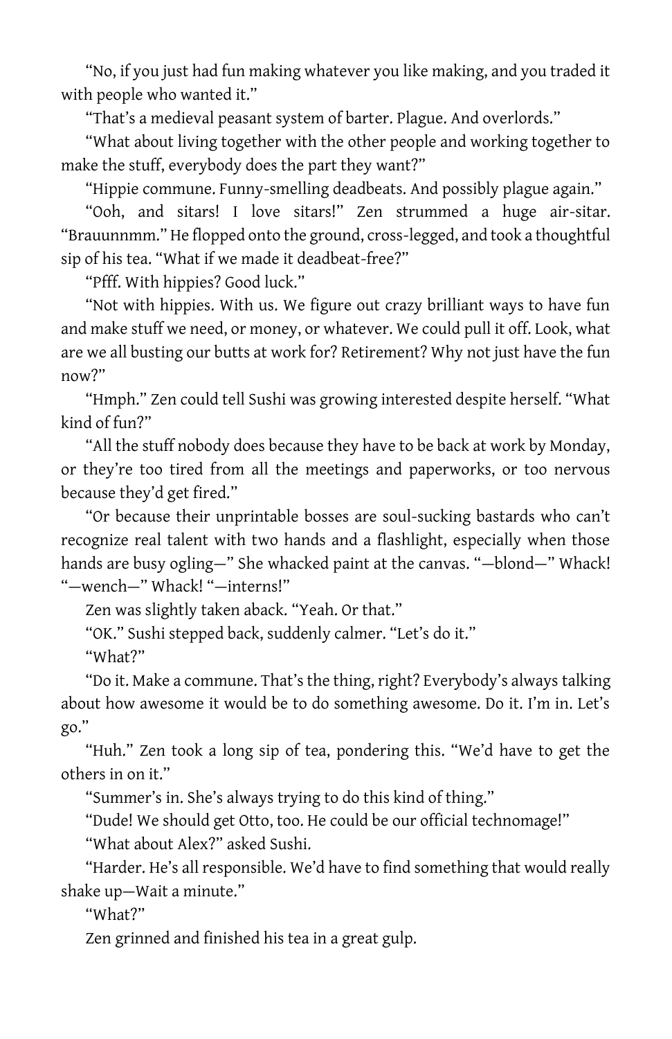"No, if you just had fun making whatever you like making, and you traded it with people who wanted it."

"That's a medieval peasant system of barter. Plague. And overlords."

"What about living together with the other people and working together to make the stuff, everybody does the part they want?"

"Hippie commune. Funny-smelling deadbeats. And possibly plague again."

"Ooh, and sitars! I love sitars!" Zen strummed a huge air-sitar. "Brauunnmm." He flopped onto the ground, cross-legged, and took a thoughtful sip of his tea. "What if we made it deadbeat-free?"

"Pfff. With hippies? Good luck."

"Not with hippies. With us. We figure out crazy brilliant ways to have fun and make stuff we need, or money, or whatever. We could pull it off. Look, what are we all busting our butts at work for? Retirement? Why not just have the fun now?"

"Hmph." Zen could tell Sushi was growing interested despite herself. "What kind of fun?"

"All the stuff nobody does because they have to be back at work by Monday, or they're too tired from all the meetings and paperworks, or too nervous because they'd get fired."

"Or because their unprintable bosses are soul-sucking bastards who can't recognize real talent with two hands and a flashlight, especially when those hands are busy ogling—" She whacked paint at the canvas. "—blond—" Whack! "—wench—" Whack! "—interns!"

Zen was slightly taken aback. "Yeah. Or that."

"OK." Sushi stepped back, suddenly calmer. "Let's do it."

"What?"

"Do it. Make a commune. That's the thing, right? Everybody's always talking about how awesome it would be to do something awesome. Do it. I'm in. Let's go."

"Huh." Zen took a long sip of tea, pondering this. "We'd have to get the others in on it."

"Summer's in. She's always trying to do this kind of thing."

"Dude! We should get Otto, too. He could be our official technomage!"

"What about Alex?" asked Sushi.

"Harder. He's all responsible. We'd have to find something that would really shake up—Wait a minute."

"What?"

Zen grinned and finished his tea in a great gulp.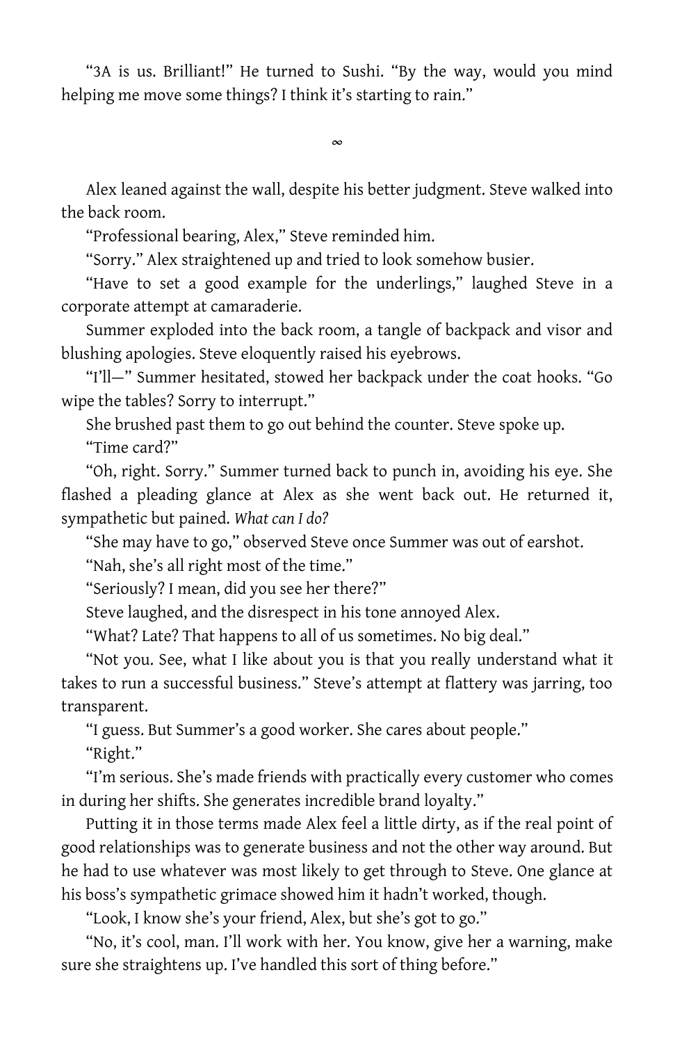"3A is us. Brilliant!" He turned to Sushi. "By the way, would you mind helping me move some things? I think it's starting to rain."

∞

Alex leaned against the wall, despite his better judgment. Steve walked into the back room.

"Professional bearing, Alex," Steve reminded him.

"Sorry." Alex straightened up and tried to look somehow busier.

"Have to set a good example for the underlings," laughed Steve in a corporate attempt at camaraderie.

Summer exploded into the back room, a tangle of backpack and visor and blushing apologies. Steve eloquently raised his eyebrows.

"I'll—" Summer hesitated, stowed her backpack under the coat hooks. "Go wipe the tables? Sorry to interrupt."

She brushed past them to go out behind the counter. Steve spoke up.

"Time card?"

"Oh, right. Sorry." Summer turned back to punch in, avoiding his eye. She flashed a pleading glance at Alex as she went back out. He returned it, sympathetic but pained. *What can I do?*

"She may have to go," observed Steve once Summer was out of earshot.

"Nah, she's all right most of the time."

"Seriously? I mean, did you see her there?"

Steve laughed, and the disrespect in his tone annoyed Alex.

"What? Late? That happens to all of us sometimes. No big deal."

"Not you. See, what I like about you is that you really understand what it takes to run a successful business." Steve's attempt at flattery was jarring, too transparent.

"I guess. But Summer's a good worker. She cares about people."

"Right."

"I'm serious. She's made friends with practically every customer who comes in during her shifts. She generates incredible brand loyalty."

Putting it in those terms made Alex feel a little dirty, as if the real point of good relationships was to generate business and not the other way around. But he had to use whatever was most likely to get through to Steve. One glance at his boss's sympathetic grimace showed him it hadn't worked, though.

"Look, I know she's your friend, Alex, but she's got to go."

"No, it's cool, man. I'll work with her. You know, give her a warning, make sure she straightens up. I've handled this sort of thing before."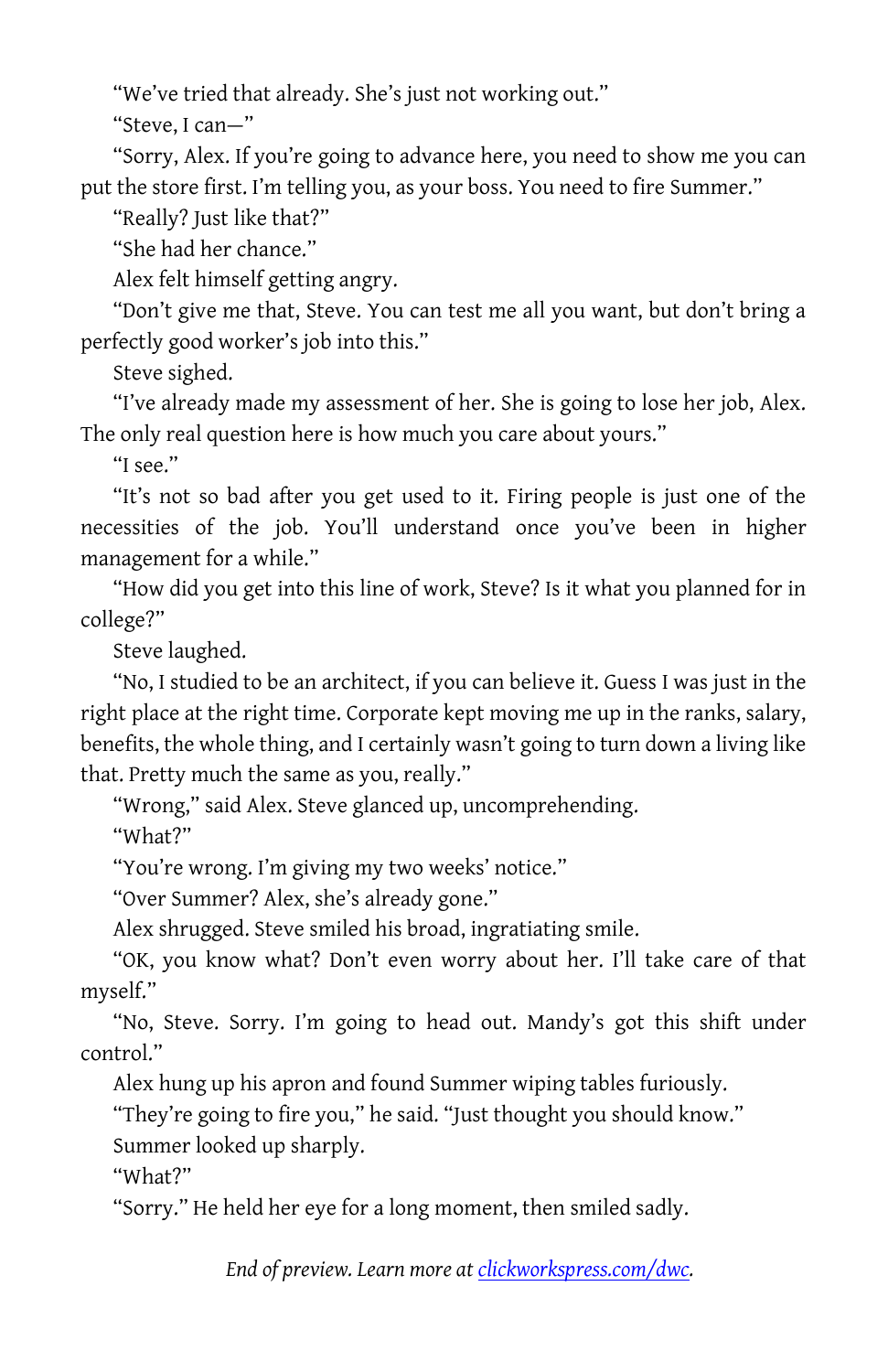"We've tried that already. She's just not working out."

"Steve, I can—"

"Sorry, Alex. If you're going to advance here, you need to show me you can put the store first. I'm telling you, as your boss. You need to fire Summer."

"Really? Just like that?"

"She had her chance."

Alex felt himself getting angry.

"Don't give me that, Steve. You can test me all you want, but don't bring a perfectly good worker's job into this."

Steve sighed.

"I've already made my assessment of her. She is going to lose her job, Alex. The only real question here is how much you care about yours."

"I see."

"It's not so bad after you get used to it. Firing people is just one of the necessities of the job. You'll understand once you've been in higher management for a while."

"How did you get into this line of work, Steve? Is it what you planned for in college?"

Steve laughed.

"No, I studied to be an architect, if you can believe it. Guess I was just in the right place at the right time. Corporate kept moving me up in the ranks, salary, benefits, the whole thing, and I certainly wasn't going to turn down a living like that. Pretty much the same as you, really."

"Wrong," said Alex. Steve glanced up, uncomprehending.

"What?"

"You're wrong. I'm giving my two weeks' notice."

"Over Summer? Alex, she's already gone."

Alex shrugged. Steve smiled his broad, ingratiating smile.

"OK, you know what? Don't even worry about her. I'll take care of that myself."

"No, Steve. Sorry. I'm going to head out. Mandy's got this shift under control."

Alex hung up his apron and found Summer wiping tables furiously.

"They're going to fire you," he said. "Just thought you should know."

Summer looked up sharply.

"What?"

"Sorry." He held her eye for a long moment, then smiled sadly.

*End of preview. Learn more at [clickworkspress.com/dwc](clickworkspress.com/dwc).*